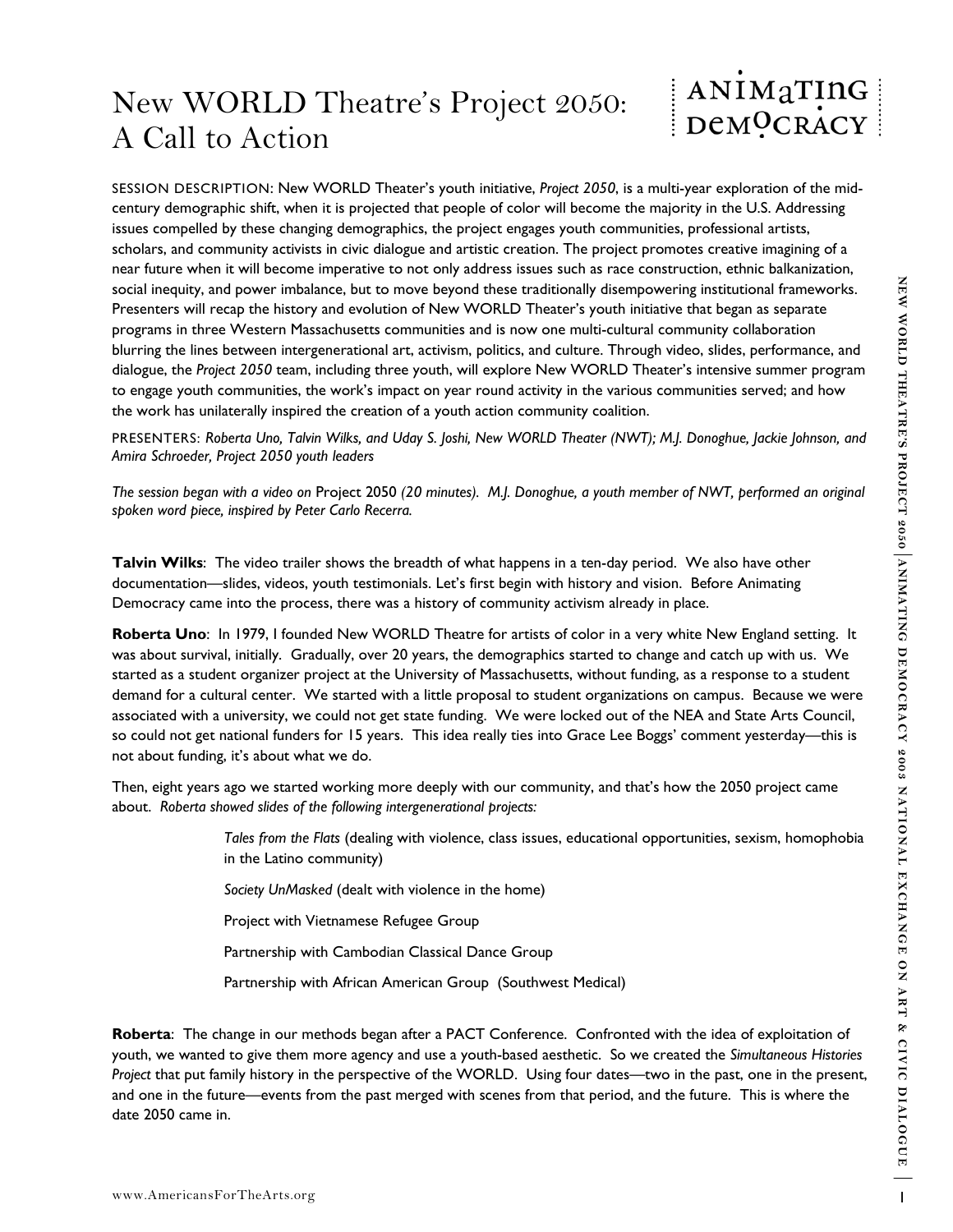# New WORLD Theatre's Project 2050: A Call to Action

SESSION DESCRIPTION: New WORLD Theater's youth initiative, *Project 2050*, is a multi-year exploration of the mid-century demographic shift, when it is projected that people of color will become the majority in the U.S. Addressing issues compelled by these changing demographics, the project engages youth communities, professional artists, scholars, and community activists in civic dialogue and artistic creation. The project promotes creative imagining of a near future when it will become imperative to not only address issues such as race construction, ethnic balkanization, social inequity, and power imbalance, but to move beyond these traditionally disempowering institutional frameworks. Presenters will recap the history and evolution of New WORLD Theater's youth initiative that began as separate programs in three Western Massachusetts communities and is now one multi-cultural community collaboration blurring the lines between intergenerational art, activism, politics, and culture. Through video, slides, performance, and dialogue, the *Project 2050* team, including three youth, will explore New WORLD Theater's intensive summer program to engage youth communities, the work's impact on year round activity in the various communities served; and how the work has unilaterally inspired the creation of a youth action community coalition.

PRESENTERS: *Roberta Uno, Talvin Wilks, and Uday S. Joshi, New WORLD Theater (NWT); M.J. Donoghue, Jackie Johnson, and Amira Schroeder, Project 2050 youth leaders*

*The session began with a video on* Project 2050 *(20 minutes). M.J. Donoghue, a youth member of NWT, performed an original spoken word piece, inspired by Peter Carlo Recerra.*

**Talvin Wilks**: The video trailer shows the breadth of what happens in a ten-day period. We also have other documentation—slides, videos, youth testimonials. Let's first begin with history and vision. Before Animating Democracy came into the process, there was a history of community activism already in place.

**Roberta Uno**: In 1979, I founded New WORLD Theatre for artists of color in a very white New England setting. It was about survival, initially. Gradually, over 20 years, the demographics started to change and catch up with us. We started as a student organizer project at the University of Massachusetts, without funding, as a response to a student demand for a cultural center. We started with a little proposal to student organizations on campus. Because we were associated with a university, we could not get state funding. We were locked out of the NEA and State Arts Council, so could not get national funders for 15 years. This idea really ties into Grace Lee Boggs' comment yesterday—this is not about funding, it's about what we do.

Then, eight years ago we started working more deeply with our community, and that's how the 2050 project came about. *Roberta showed slides of the following intergenerational projects:*

> *Tales from the Flats* (dealing with violence, class issues, educational opportunities, sexism, homophobia in the Latino community)
>
> *Society UnMasked* (dealt with violence in the home)
>
> Project with Vietnamese Refugee Group
>
> Partnership with Cambodian Classical Dance Group
>
> Partnership with African American Group (Southwest Medical)

**Roberta**: The change in our methods began after a PACT Conference. Confronted with the idea of exploitation of youth, we wanted to give them more agency and use a youth-based aesthetic. So we created the *Simultaneous Histories Project* that put family history in the perspective of the WORLD. Using four dates—two in the past, one in the present, and one in the future—events from the past merged with scenes from that period, and the future. This is where the date 2050 came in.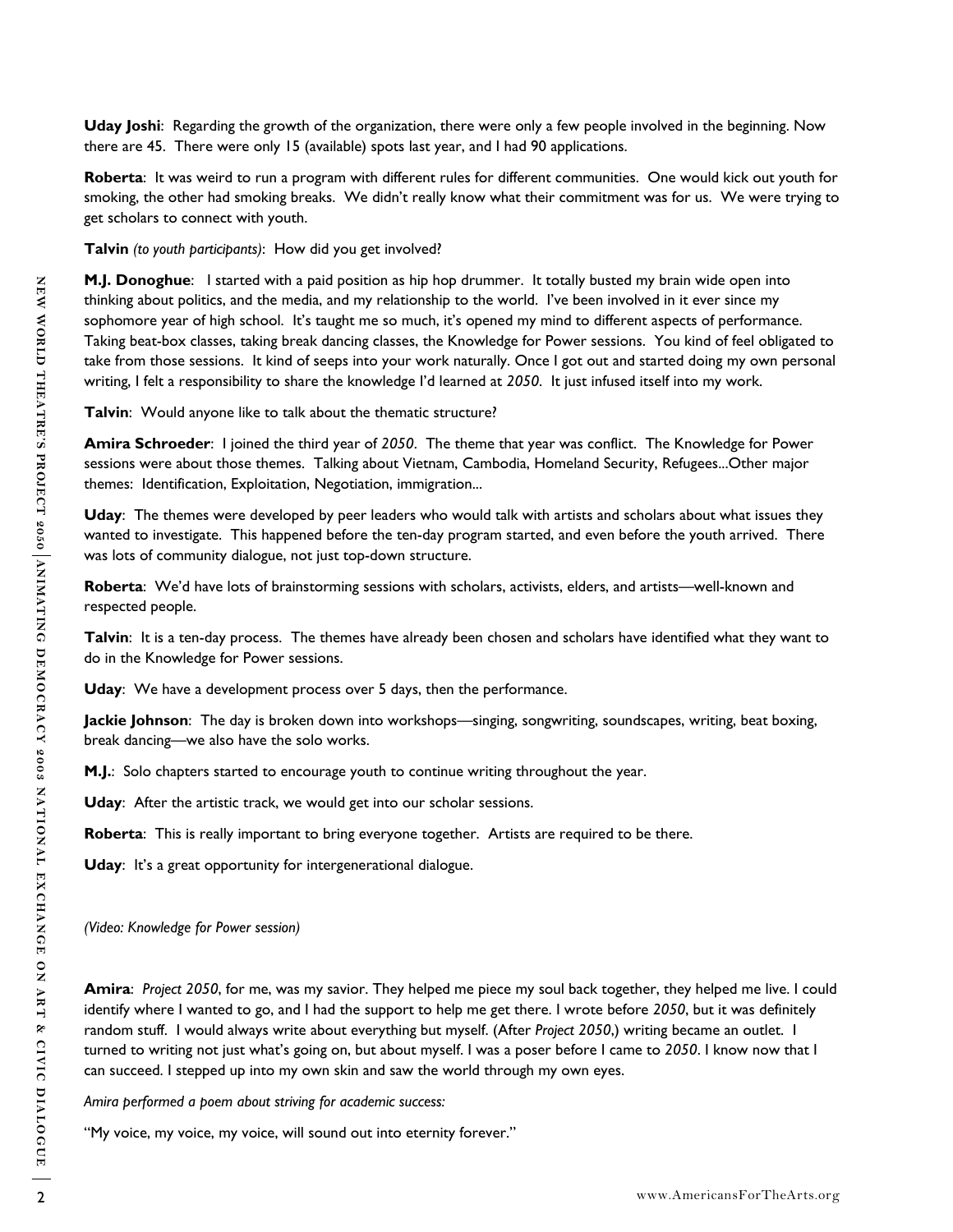**Uday Joshi**: Regarding the growth of the organization, there were only a few people involved in the beginning. Now there are 45. There were only 15 (available) spots last year, and I had 90 applications.

**Roberta**: It was weird to run a program with different rules for different communities. One would kick out youth for smoking, the other had smoking breaks. We didn't really know what their commitment was for us. We were trying to get scholars to connect with youth.

**Talvin** *(to youth participants)*: How did you get involved?

**M.J. Donoghue**: I started with a paid position as hip hop drummer. It totally busted my brain wide open into thinking about politics, and the media, and my relationship to the world. I've been involved in it ever since my sophomore year of high school. It's taught me so much, it's opened my mind to different aspects of performance. Taking beat-box classes, taking break dancing classes, the Knowledge for Power sessions. You kind of feel obligated to take from those sessions. It kind of seeps into your work naturally. Once I got out and started doing my own personal writing, I felt a responsibility to share the knowledge I'd learned at *2050*. It just infused itself into my work.

**Talvin**: Would anyone like to talk about the thematic structure?

**Amira Schroeder**: I joined the third year of *2050*. The theme that year was conflict. The Knowledge for Power sessions were about those themes. Talking about Vietnam, Cambodia, Homeland Security, Refugees...Other major themes: Identification, Exploitation, Negotiation, immigration...

**Uday**: The themes were developed by peer leaders who would talk with artists and scholars about what issues they wanted to investigate. This happened before the ten-day program started, and even before the youth arrived. There was lots of community dialogue, not just top-down structure.

**Roberta**: We'd have lots of brainstorming sessions with scholars, activists, elders, and artists—well-known and respected people.

**Talvin**: It is a ten-day process. The themes have already been chosen and scholars have identified what they want to do in the Knowledge for Power sessions.

**Uday**: We have a development process over 5 days, then the performance.

**Jackie Johnson**: The day is broken down into workshops—singing, songwriting, soundscapes, writing, beat boxing, break dancing—we also have the solo works.

**M.J.**: Solo chapters started to encourage youth to continue writing throughout the year.

**Uday**: After the artistic track, we would get into our scholar sessions.

**Roberta**: This is really important to bring everyone together. Artists are required to be there.

**Uday**: It's a great opportunity for intergenerational dialogue.

*(Video: Knowledge for Power session)*

**Amira**: *Project 2050*, for me, was my savior. They helped me piece my soul back together, they helped me live. I could identify where I wanted to go, and I had the support to help me get there. I wrote before *2050*, but it was definitely random stuff. I would always write about everything but myself. (After *Project 2050*,) writing became an outlet. I turned to writing not just what's going on, but about myself. I was a poser before I came to *2050*. I know now that I can succeed. I stepped up into my own skin and saw the world through my own eyes.

*Amira performed a poem about striving for academic success:*

"My voice, my voice, my voice, will sound out into eternity forever."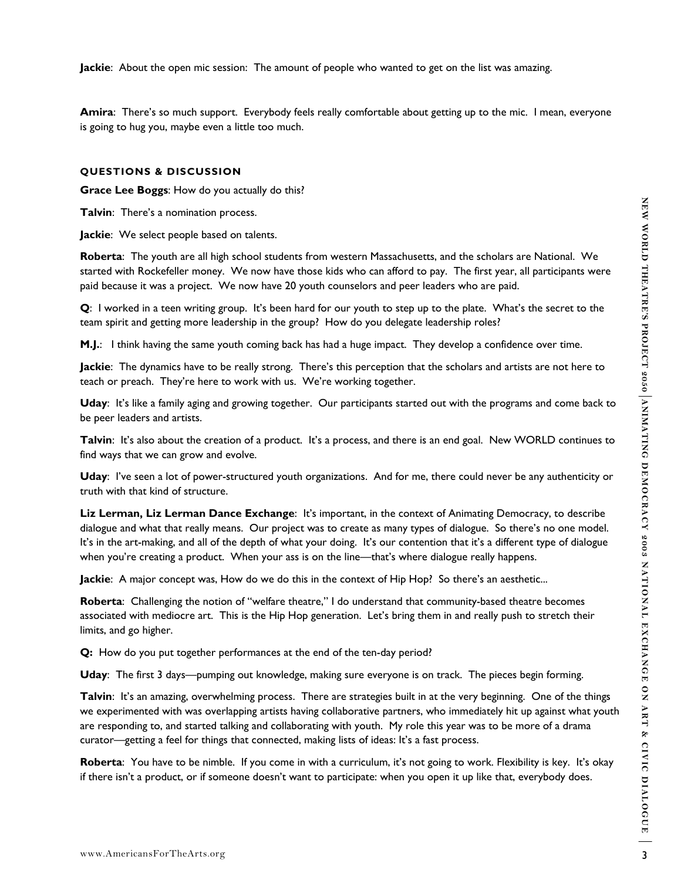**Jackie**: About the open mic session: The amount of people who wanted to get on the list was amazing.

**Amira**: There's so much support. Everybody feels really comfortable about getting up to the mic. I mean, everyone is going to hug you, maybe even a little too much.

### QUESTIONS & DISCUSSION

**Grace Lee Boggs**: How do you actually do this?

**Talvin**: There's a nomination process.

**Jackie**: We select people based on talents.

**Roberta**: The youth are all high school students from western Massachusetts, and the scholars are National. We started with Rockefeller money. We now have those kids who can afford to pay. The first year, all participants were paid because it was a project. We now have 20 youth counselors and peer leaders who are paid.

**Q**: I worked in a teen writing group. It's been hard for our youth to step up to the plate. What's the secret to the team spirit and getting more leadership in the group? How do you delegate leadership roles?

**M.J.**: I think having the same youth coming back has had a huge impact. They develop a confidence over time.

**Jackie**: The dynamics have to be really strong. There's this perception that the scholars and artists are not here to teach or preach. They're here to work with us. We're working together.

**Uday**: It's like a family aging and growing together. Our participants started out with the programs and come back to be peer leaders and artists.

**Talvin**: It's also about the creation of a product. It's a process, and there is an end goal. New WORLD continues to find ways that we can grow and evolve.

**Uday**: I've seen a lot of power-structured youth organizations. And for me, there could never be any authenticity or truth with that kind of structure.

**Liz Lerman, Liz Lerman Dance Exchange**: It's important, in the context of Animating Democracy, to describe dialogue and what that really means. Our project was to create as many types of dialogue. So there's no one model. It's in the art-making, and all of the depth of what your doing. It's our contention that it's a different type of dialogue when you're creating a product. When your ass is on the line—that's where dialogue really happens.

**Jackie**: A major concept was, How do we do this in the context of Hip Hop? So there's an aesthetic...

**Roberta**: Challenging the notion of "welfare theatre," I do understand that community-based theatre becomes associated with mediocre art. This is the Hip Hop generation. Let's bring them in and really push to stretch their limits, and go higher.

**Q:** How do you put together performances at the end of the ten-day period?

**Uday**: The first 3 days—pumping out knowledge, making sure everyone is on track. The pieces begin forming.

**Talvin**: It's an amazing, overwhelming process. There are strategies built in at the very beginning. One of the things we experimented with was overlapping artists having collaborative partners, who immediately hit up against what youth are responding to, and started talking and collaborating with youth. My role this year was to be more of a drama curator—getting a feel for things that connected, making lists of ideas: It's a fast process.

**Roberta**: You have to be nimble. If you come in with a curriculum, it's not going to work. Flexibility is key. It's okay if there isn't a product, or if someone doesn't want to participate: when you open it up like that, everybody does.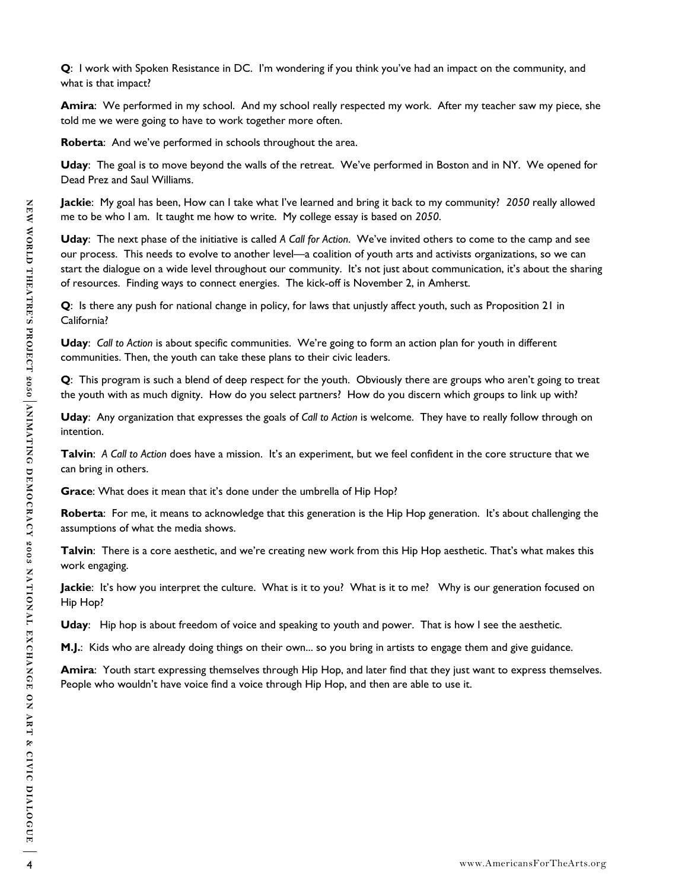**Q**: I work with Spoken Resistance in DC. I'm wondering if you think you've had an impact on the community, and what is that impact?

**Amira**: We performed in my school. And my school really respected my work. After my teacher saw my piece, she told me we were going to have to work together more often.

**Roberta**: And we've performed in schools throughout the area.

**Uday**: The goal is to move beyond the walls of the retreat. We've performed in Boston and in NY. We opened for Dead Prez and Saul Williams.

**Jackie**: My goal has been, How can I take what I've learned and bring it back to my community? *2050* really allowed me to be who I am. It taught me how to write. My college essay is based on *2050*.

**Uday**: The next phase of the initiative is called *A Call for Action*. We've invited others to come to the camp and see our process. This needs to evolve to another level—a coalition of youth arts and activists organizations, so we can start the dialogue on a wide level throughout our community. It's not just about communication, it's about the sharing of resources. Finding ways to connect energies. The kick-off is November 2, in Amherst.

**Q**: Is there any push for national change in policy, for laws that unjustly affect youth, such as Proposition 21 in California?

**Uday**: *Call to Action* is about specific communities. We're going to form an action plan for youth in different communities. Then, the youth can take these plans to their civic leaders.

**Q**: This program is such a blend of deep respect for the youth. Obviously there are groups who aren't going to treat the youth with as much dignity. How do you select partners? How do you discern which groups to link up with?

**Uday**: Any organization that expresses the goals of *Call to Action* is welcome. They have to really follow through on intention.

**Talvin**: *A Call to Action* does have a mission. It's an experiment, but we feel confident in the core structure that we can bring in others.

**Grace**: What does it mean that it's done under the umbrella of Hip Hop?

**Roberta**: For me, it means to acknowledge that this generation is the Hip Hop generation. It's about challenging the assumptions of what the media shows.

**Talvin**: There is a core aesthetic, and we're creating new work from this Hip Hop aesthetic. That's what makes this work engaging.

**Jackie**: It's how you interpret the culture. What is it to you? What is it to me? Why is our generation focused on Hip Hop?

**Uday**: Hip hop is about freedom of voice and speaking to youth and power. That is how I see the aesthetic.

**M.J.**: Kids who are already doing things on their own... so you bring in artists to engage them and give guidance.

**Amira**: Youth start expressing themselves through Hip Hop, and later find that they just want to express themselves. People who wouldn't have voice find a voice through Hip Hop, and then are able to use it.